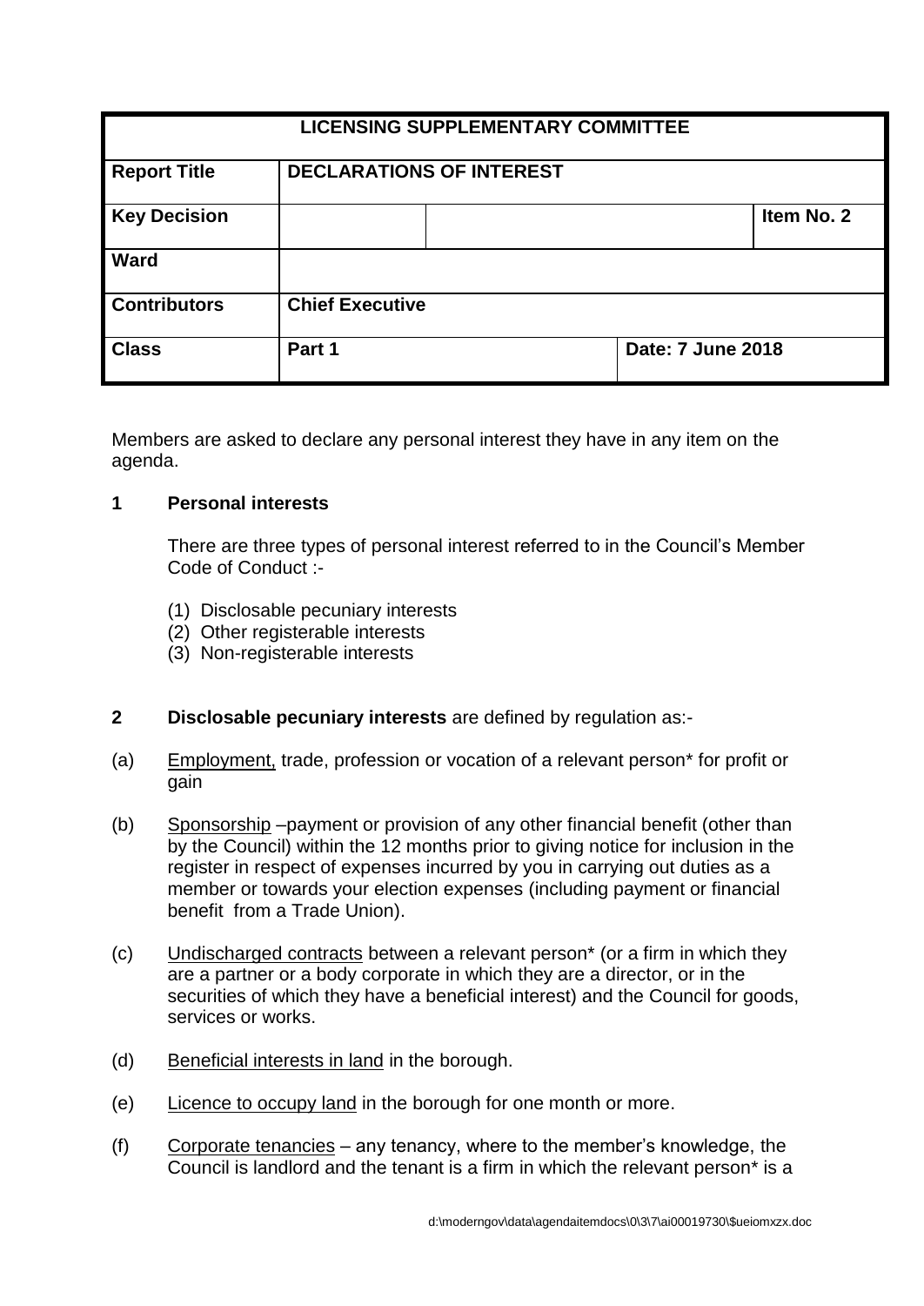| LICENSING SUPPLEMENTARY COMMITTEE | | | |
|---|---|---|---|
| **Report Title** | **DECLARATIONS OF INTEREST** | | |
| **Key Decision** | | | **Item No. 2** |
| **Ward** | | | |
| **Contributors** | **Chief Executive** | | |
| **Class** | **Part 1** | **Date: 7 June 2018** | |

Members are asked to declare any personal interest they have in any item on the agenda.

**1 Personal interests**

There are three types of personal interest referred to in the Council's Member Code of Conduct :-

(1) Disclosable pecuniary interests
(2) Other registerable interests
(3) Non-registerable interests

**2 Disclosable pecuniary interests** are defined by regulation as:-

(a) Employment, trade, profession or vocation of a relevant person* for profit or gain

(b) Sponsorship –payment or provision of any other financial benefit (other than by the Council) within the 12 months prior to giving notice for inclusion in the register in respect of expenses incurred by you in carrying out duties as a member or towards your election expenses (including payment or financial benefit from a Trade Union).

(c) Undischarged contracts between a relevant person* (or a firm in which they are a partner or a body corporate in which they are a director, or in the securities of which they have a beneficial interest) and the Council for goods, services or works.

(d) Beneficial interests in land in the borough.

(e) Licence to occupy land in the borough for one month or more.

(f) Corporate tenancies – any tenancy, where to the member's knowledge, the Council is landlord and the tenant is a firm in which the relevant person* is a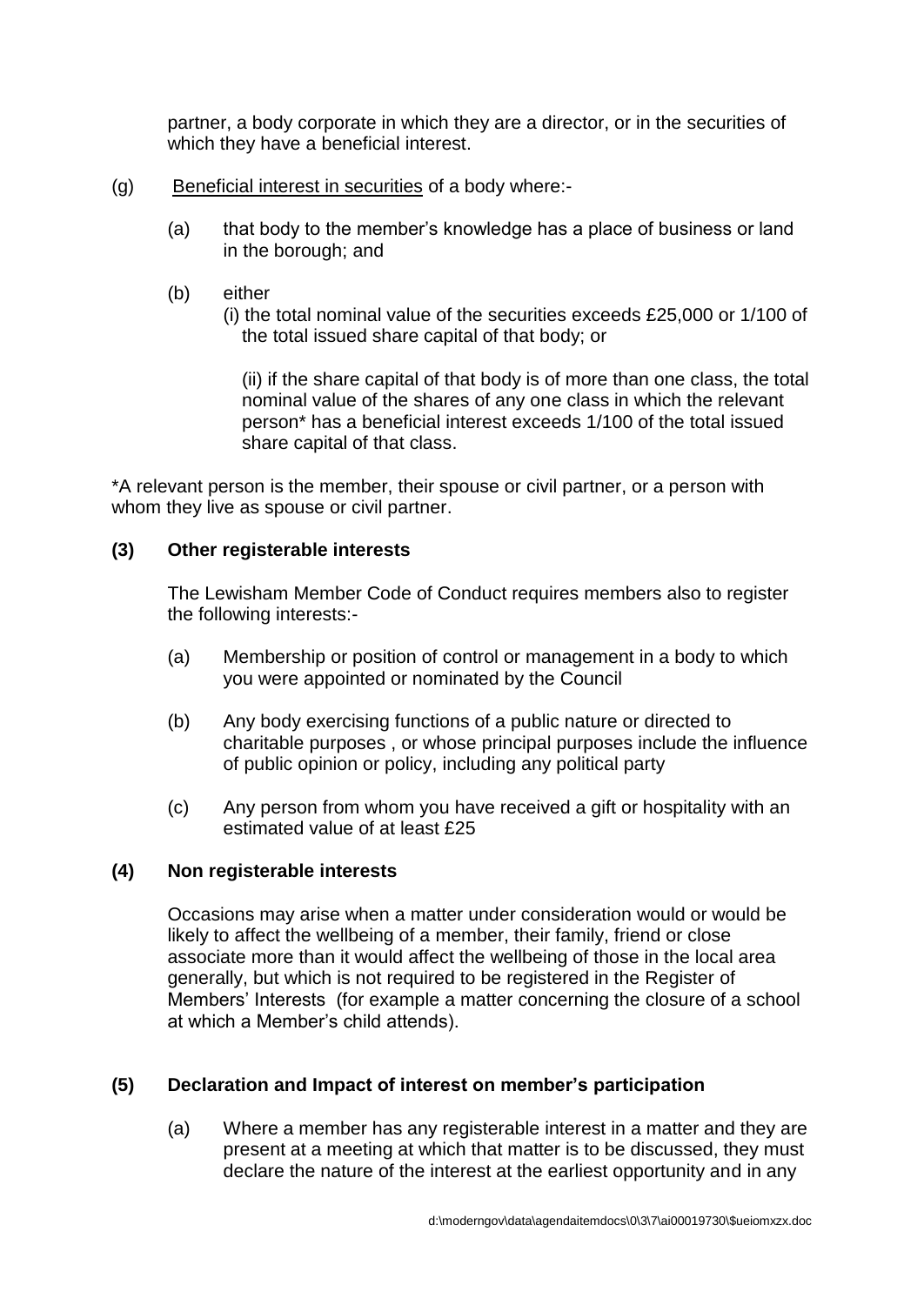partner, a body corporate in which they are a director, or in the securities of which they have a beneficial interest.

(g) Beneficial interest in securities of a body where:-

   (a) that body to the member's knowledge has a place of business or land in the borough; and

   (b) either
   (i) the total nominal value of the securities exceeds £25,000 or 1/100 of the total issued share capital of that body; or

   (ii) if the share capital of that body is of more than one class, the total nominal value of the shares of any one class in which the relevant person* has a beneficial interest exceeds 1/100 of the total issued share capital of that class.

*A relevant person is the member, their spouse or civil partner, or a person with whom they live as spouse or civil partner.

**(3) Other registerable interests**

The Lewisham Member Code of Conduct requires members also to register the following interests:-

(a) Membership or position of control or management in a body to which you were appointed or nominated by the Council

(b) Any body exercising functions of a public nature or directed to charitable purposes , or whose principal purposes include the influence of public opinion or policy, including any political party

(c) Any person from whom you have received a gift or hospitality with an estimated value of at least £25

**(4) Non registerable interests**

Occasions may arise when a matter under consideration would or would be likely to affect the wellbeing of a member, their family, friend or close associate more than it would affect the wellbeing of those in the local area generally, but which is not required to be registered in the Register of Members' Interests (for example a matter concerning the closure of a school at which a Member's child attends).

**(5) Declaration and Impact of interest on member's participation**

(a) Where a member has any registerable interest in a matter and they are present at a meeting at which that matter is to be discussed, they must declare the nature of the interest at the earliest opportunity and in any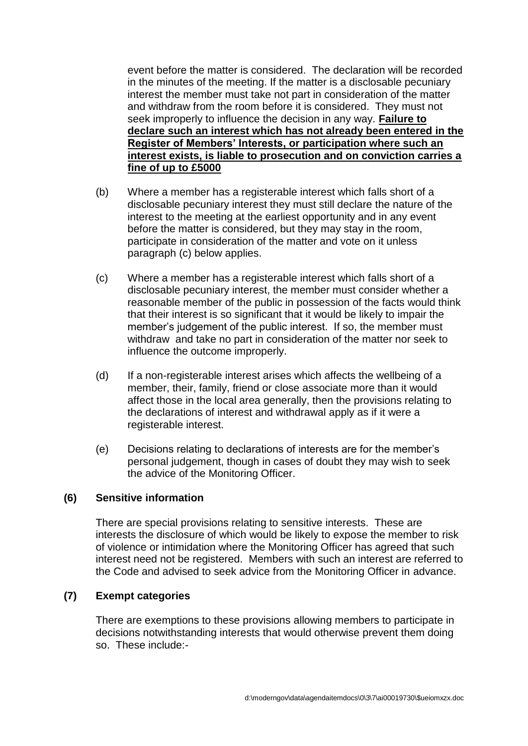event before the matter is considered. The declaration will be recorded in the minutes of the meeting. If the matter is a disclosable pecuniary interest the member must take not part in consideration of the matter and withdraw from the room before it is considered. They must not seek improperly to influence the decision in any way. **Failure to declare such an interest which has not already been entered in the Register of Members' Interests, or participation where such an interest exists, is liable to prosecution and on conviction carries a fine of up to £5000**

(b) Where a member has a registerable interest which falls short of a disclosable pecuniary interest they must still declare the nature of the interest to the meeting at the earliest opportunity and in any event before the matter is considered, but they may stay in the room, participate in consideration of the matter and vote on it unless paragraph (c) below applies.

(c) Where a member has a registerable interest which falls short of a disclosable pecuniary interest, the member must consider whether a reasonable member of the public in possession of the facts would think that their interest is so significant that it would be likely to impair the member's judgement of the public interest. If so, the member must withdraw and take no part in consideration of the matter nor seek to influence the outcome improperly.

(d) If a non-registerable interest arises which affects the wellbeing of a member, their, family, friend or close associate more than it would affect those in the local area generally, then the provisions relating to the declarations of interest and withdrawal apply as if it were a registerable interest.

(e) Decisions relating to declarations of interests are for the member's personal judgement, though in cases of doubt they may wish to seek the advice of the Monitoring Officer.

**(6) Sensitive information**

There are special provisions relating to sensitive interests. These are interests the disclosure of which would be likely to expose the member to risk of violence or intimidation where the Monitoring Officer has agreed that such interest need not be registered. Members with such an interest are referred to the Code and advised to seek advice from the Monitoring Officer in advance.

**(7) Exempt categories**

There are exemptions to these provisions allowing members to participate in decisions notwithstanding interests that would otherwise prevent them doing so. These include:-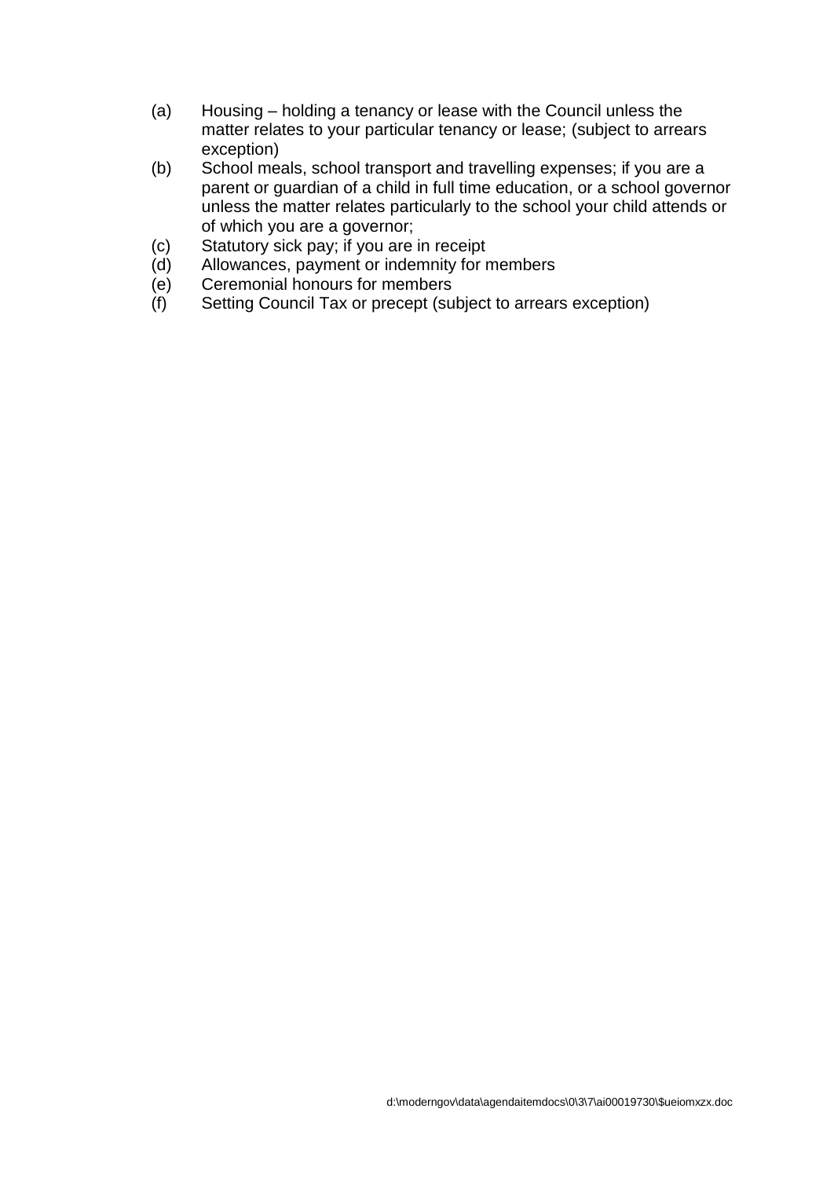(a) Housing – holding a tenancy or lease with the Council unless the matter relates to your particular tenancy or lease; (subject to arrears exception)

(b) School meals, school transport and travelling expenses; if you are a parent or guardian of a child in full time education, or a school governor unless the matter relates particularly to the school your child attends or of which you are a governor;

(c) Statutory sick pay; if you are in receipt

(d) Allowances, payment or indemnity for members

(e) Ceremonial honours for members

(f) Setting Council Tax or precept (subject to arrears exception)